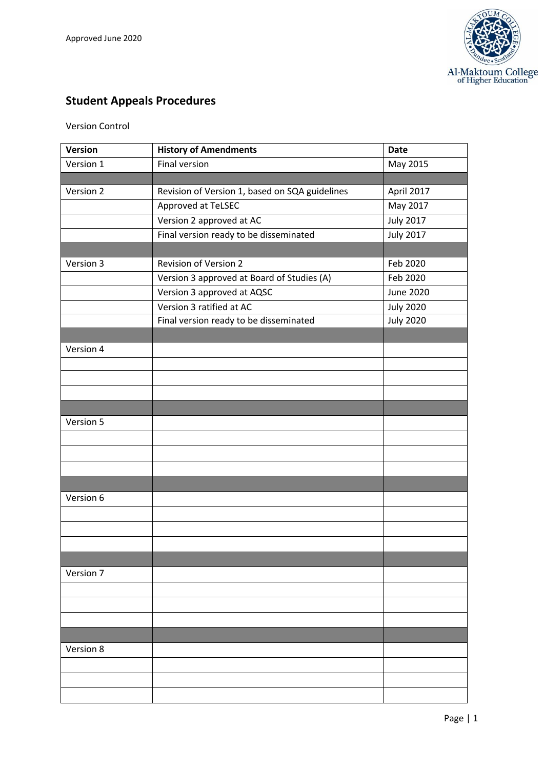Approved June 2020

## Student Appeals Procedures

Version Control

| Version | History of Amendments | Date |
|---|---|---|
| Version 1 | Final version | May 2015 |
| | | |
| Version 2 | Revision of Version 1, based on SQA guidelines | April 2017 |
| | Approved at TeLSEC | May 2017 |
| | Version 2 approved at AC | July 2017 |
| | Final version ready to be disseminated | July 2017 |
| | | |
| Version 3 | Revision of Version 2 | Feb 2020 |
| | Version 3 approved at Board of Studies (A) | Feb 2020 |
| | Version 3 approved at AQSC | June 2020 |
| | Version 3 ratified at AC | July 2020 |
| | Final version ready to be disseminated | July 2020 |
| | | |
| Version 4 | | |
| | | |
| | | |
| | | |
| | | |
| Version 5 | | |
| | | |
| | | |
| | | |
| | | |
| Version 6 | | |
| | | |
| | | |
| | | |
| | | |
| Version 7 | | |
| | | |
| | | |
| | | |
| | | |
| Version 8 | | |
| | | |
| | | |
| | | |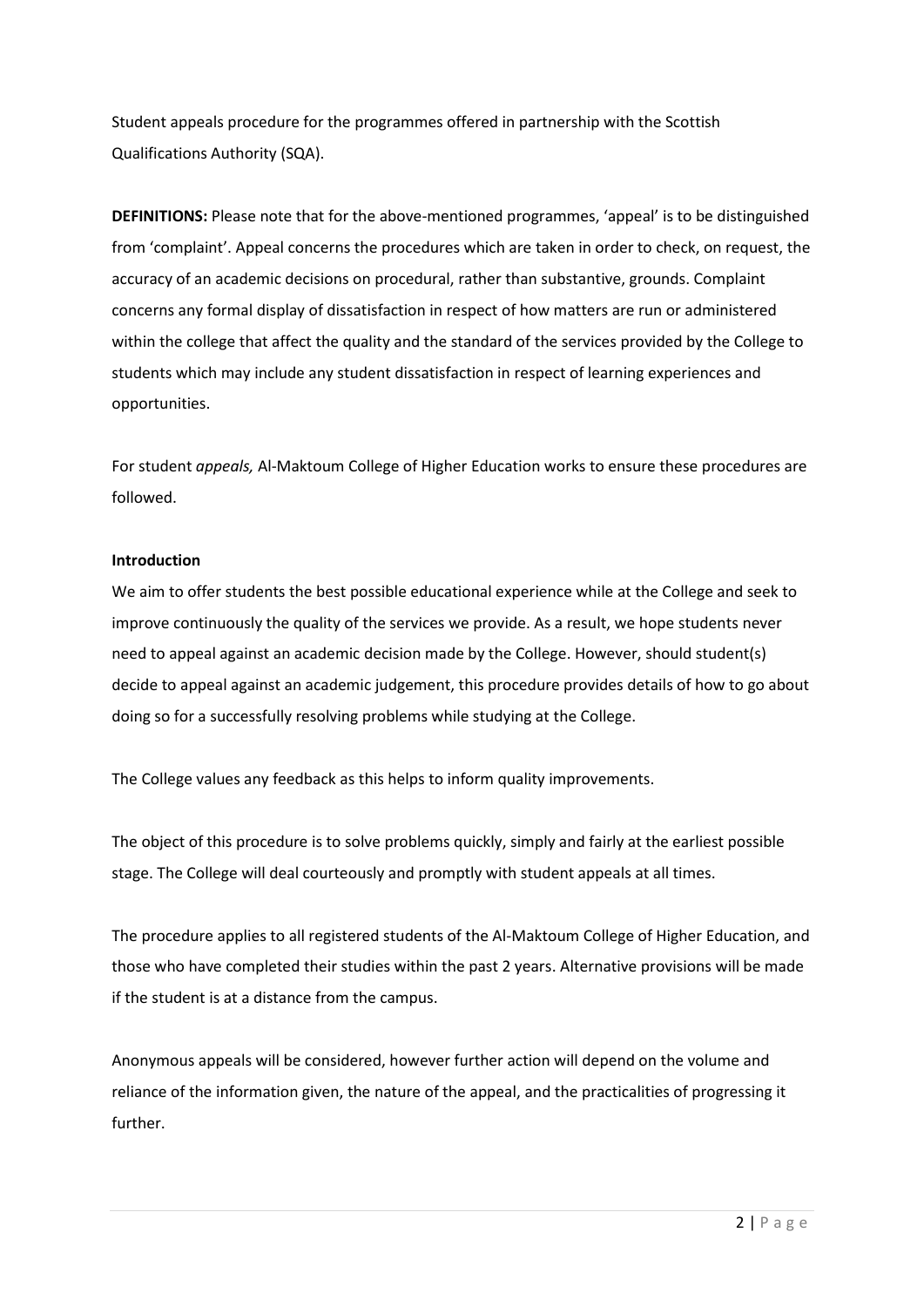Student appeals procedure for the programmes offered in partnership with the Scottish Qualifications Authority (SQA).

**DEFINITIONS:** Please note that for the above-mentioned programmes, 'appeal' is to be distinguished from 'complaint'. Appeal concerns the procedures which are taken in order to check, on request, the accuracy of an academic decisions on procedural, rather than substantive, grounds. Complaint concerns any formal display of dissatisfaction in respect of how matters are run or administered within the college that affect the quality and the standard of the services provided by the College to students which may include any student dissatisfaction in respect of learning experiences and opportunities.

For student *appeals,* Al-Maktoum College of Higher Education works to ensure these procedures are followed.

**Introduction**

We aim to offer students the best possible educational experience while at the College and seek to improve continuously the quality of the services we provide. As a result, we hope students never need to appeal against an academic decision made by the College. However, should student(s) decide to appeal against an academic judgement, this procedure provides details of how to go about doing so for a successfully resolving problems while studying at the College.

The College values any feedback as this helps to inform quality improvements.

The object of this procedure is to solve problems quickly, simply and fairly at the earliest possible stage. The College will deal courteously and promptly with student appeals at all times.

The procedure applies to all registered students of the Al-Maktoum College of Higher Education, and those who have completed their studies within the past 2 years. Alternative provisions will be made if the student is at a distance from the campus.

Anonymous appeals will be considered, however further action will depend on the volume and reliance of the information given, the nature of the appeal, and the practicalities of progressing it further.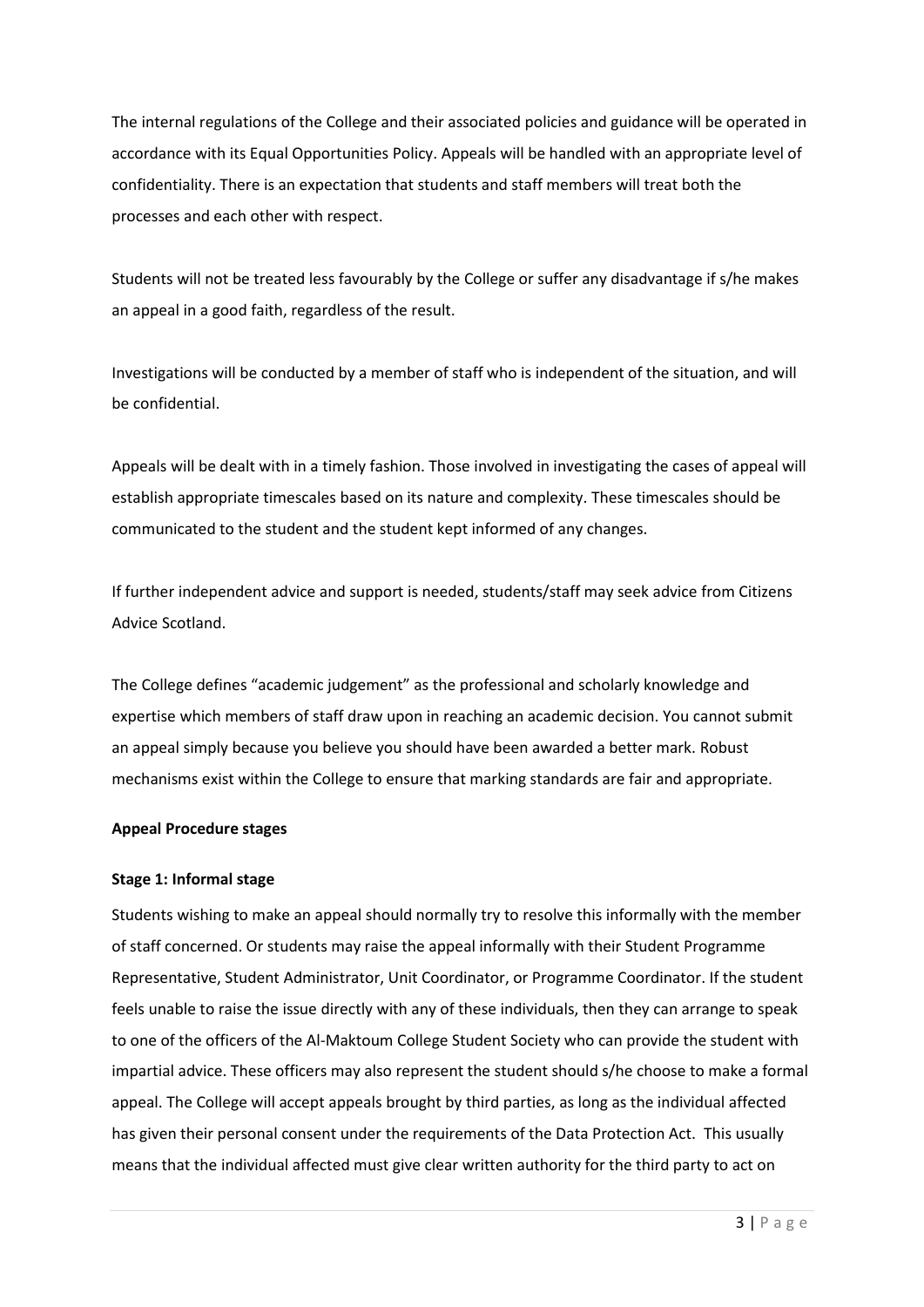The internal regulations of the College and their associated policies and guidance will be operated in accordance with its Equal Opportunities Policy. Appeals will be handled with an appropriate level of confidentiality. There is an expectation that students and staff members will treat both the processes and each other with respect.

Students will not be treated less favourably by the College or suffer any disadvantage if s/he makes an appeal in a good faith, regardless of the result.

Investigations will be conducted by a member of staff who is independent of the situation, and will be confidential.

Appeals will be dealt with in a timely fashion. Those involved in investigating the cases of appeal will establish appropriate timescales based on its nature and complexity. These timescales should be communicated to the student and the student kept informed of any changes.

If further independent advice and support is needed, students/staff may seek advice from Citizens Advice Scotland.

The College defines "academic judgement" as the professional and scholarly knowledge and expertise which members of staff draw upon in reaching an academic decision. You cannot submit an appeal simply because you believe you should have been awarded a better mark. Robust mechanisms exist within the College to ensure that marking standards are fair and appropriate.

**Appeal Procedure stages**

**Stage 1: Informal stage**

Students wishing to make an appeal should normally try to resolve this informally with the member of staff concerned. Or students may raise the appeal informally with their Student Programme Representative, Student Administrator, Unit Coordinator, or Programme Coordinator. If the student feels unable to raise the issue directly with any of these individuals, then they can arrange to speak to one of the officers of the Al-Maktoum College Student Society who can provide the student with impartial advice. These officers may also represent the student should s/he choose to make a formal appeal. The College will accept appeals brought by third parties, as long as the individual affected has given their personal consent under the requirements of the Data Protection Act. This usually means that the individual affected must give clear written authority for the third party to act on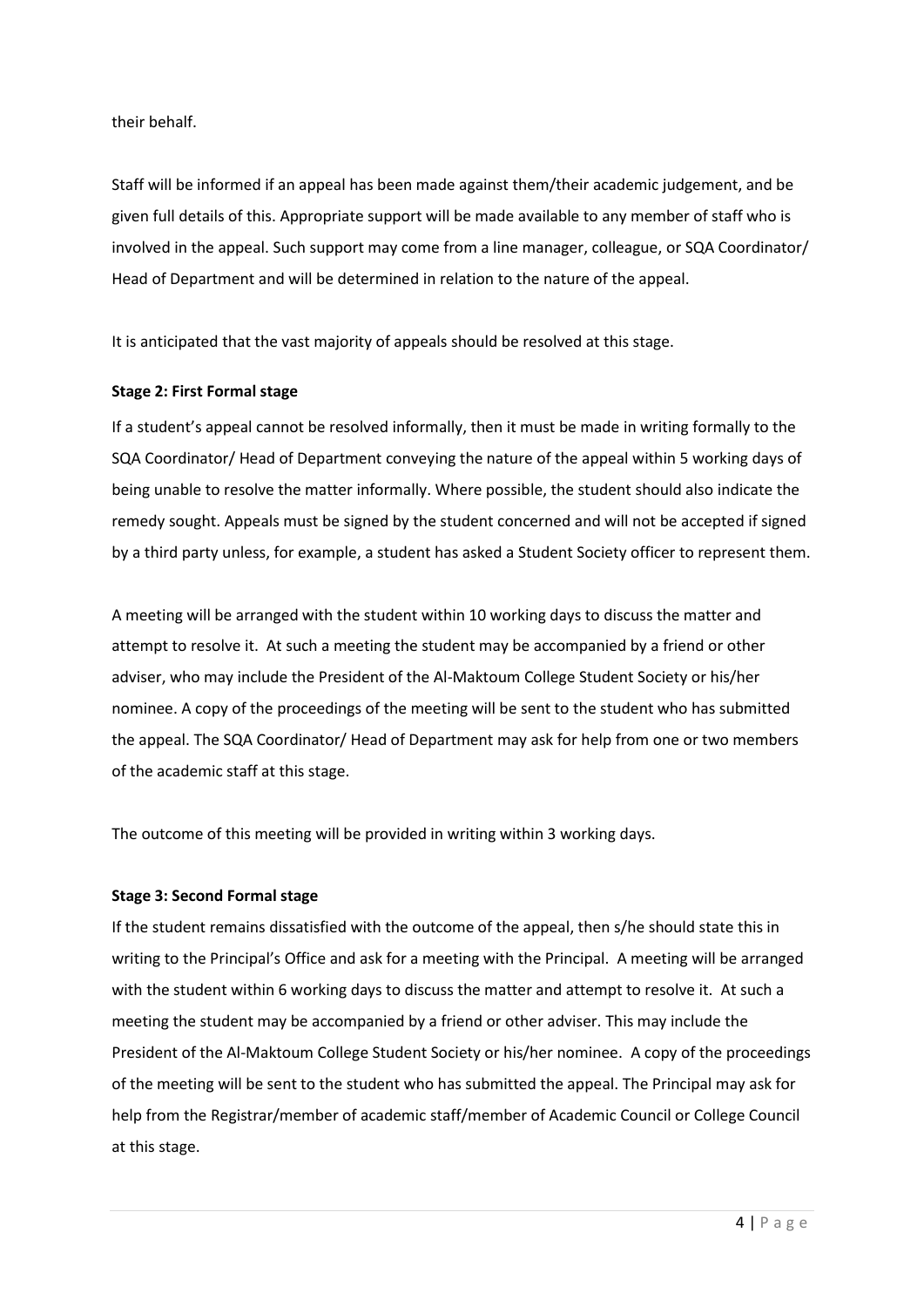their behalf.

Staff will be informed if an appeal has been made against them/their academic judgement, and be given full details of this. Appropriate support will be made available to any member of staff who is involved in the appeal. Such support may come from a line manager, colleague, or SQA Coordinator/ Head of Department and will be determined in relation to the nature of the appeal.

It is anticipated that the vast majority of appeals should be resolved at this stage.

**Stage 2: First Formal stage**

If a student's appeal cannot be resolved informally, then it must be made in writing formally to the SQA Coordinator/ Head of Department conveying the nature of the appeal within 5 working days of being unable to resolve the matter informally. Where possible, the student should also indicate the remedy sought. Appeals must be signed by the student concerned and will not be accepted if signed by a third party unless, for example, a student has asked a Student Society officer to represent them.

A meeting will be arranged with the student within 10 working days to discuss the matter and attempt to resolve it. At such a meeting the student may be accompanied by a friend or other adviser, who may include the President of the Al-Maktoum College Student Society or his/her nominee. A copy of the proceedings of the meeting will be sent to the student who has submitted the appeal. The SQA Coordinator/ Head of Department may ask for help from one or two members of the academic staff at this stage.

The outcome of this meeting will be provided in writing within 3 working days.

**Stage 3: Second Formal stage**

If the student remains dissatisfied with the outcome of the appeal, then s/he should state this in writing to the Principal's Office and ask for a meeting with the Principal. A meeting will be arranged with the student within 6 working days to discuss the matter and attempt to resolve it. At such a meeting the student may be accompanied by a friend or other adviser. This may include the President of the Al-Maktoum College Student Society or his/her nominee. A copy of the proceedings of the meeting will be sent to the student who has submitted the appeal. The Principal may ask for help from the Registrar/member of academic staff/member of Academic Council or College Council at this stage.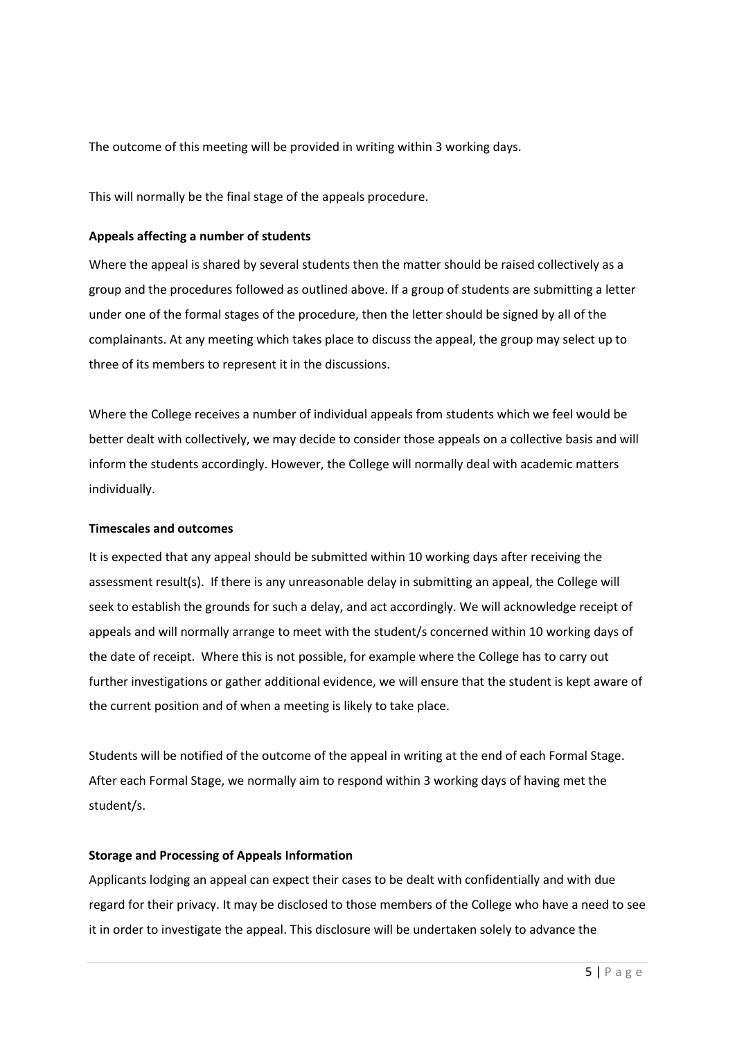The outcome of this meeting will be provided in writing within 3 working days.

This will normally be the final stage of the appeals procedure.

**Appeals affecting a number of students**

Where the appeal is shared by several students then the matter should be raised collectively as a group and the procedures followed as outlined above. If a group of students are submitting a letter under one of the formal stages of the procedure, then the letter should be signed by all of the complainants. At any meeting which takes place to discuss the appeal, the group may select up to three of its members to represent it in the discussions.

Where the College receives a number of individual appeals from students which we feel would be better dealt with collectively, we may decide to consider those appeals on a collective basis and will inform the students accordingly. However, the College will normally deal with academic matters individually.

**Timescales and outcomes**

It is expected that any appeal should be submitted within 10 working days after receiving the assessment result(s). If there is any unreasonable delay in submitting an appeal, the College will seek to establish the grounds for such a delay, and act accordingly. We will acknowledge receipt of appeals and will normally arrange to meet with the student/s concerned within 10 working days of the date of receipt. Where this is not possible, for example where the College has to carry out further investigations or gather additional evidence, we will ensure that the student is kept aware of the current position and of when a meeting is likely to take place.

Students will be notified of the outcome of the appeal in writing at the end of each Formal Stage. After each Formal Stage, we normally aim to respond within 3 working days of having met the student/s.

**Storage and Processing of Appeals Information**

Applicants lodging an appeal can expect their cases to be dealt with confidentially and with due regard for their privacy. It may be disclosed to those members of the College who have a need to see it in order to investigate the appeal. This disclosure will be undertaken solely to advance the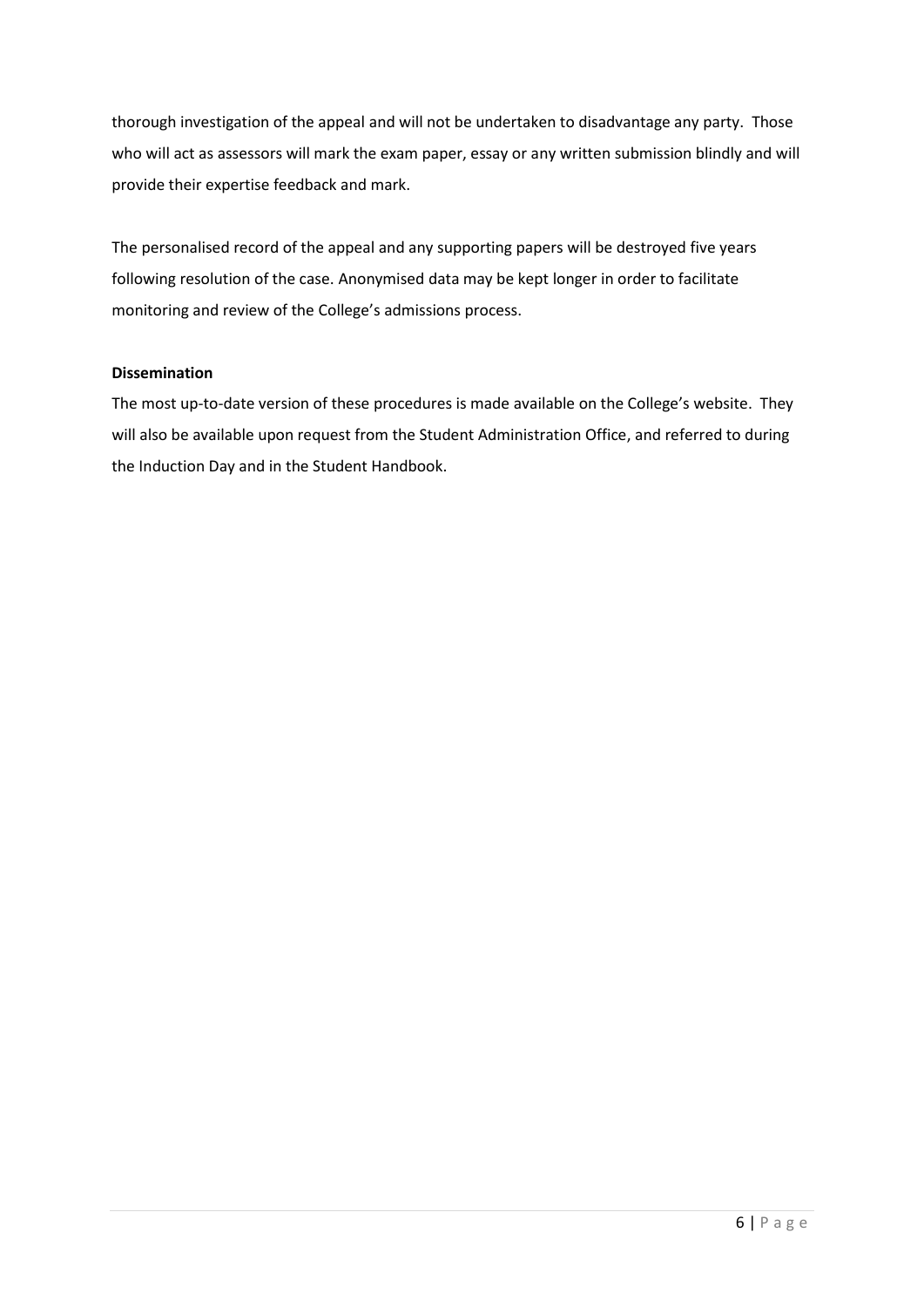thorough investigation of the appeal and will not be undertaken to disadvantage any party. Those who will act as assessors will mark the exam paper, essay or any written submission blindly and will provide their expertise feedback and mark.

The personalised record of the appeal and any supporting papers will be destroyed five years following resolution of the case. Anonymised data may be kept longer in order to facilitate monitoring and review of the College's admissions process.

**Dissemination**

The most up-to-date version of these procedures is made available on the College's website. They will also be available upon request from the Student Administration Office, and referred to during the Induction Day and in the Student Handbook.